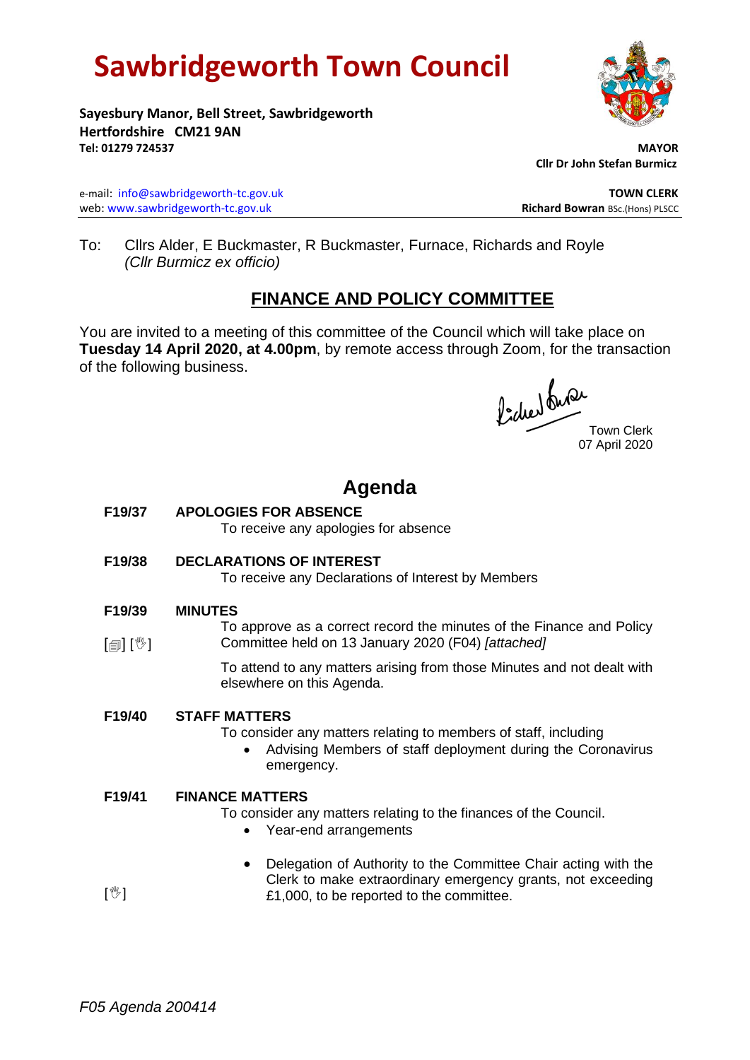# Sawbridgeworth Town Council

**Sayesbury Manor, Bell Street, Sawbridgeworth**
**Hertfordshire CM21 9AN**
**Tel: 01279 724537**

**MAYOR**
**Cllr Dr John Stefan Burmicz**

e-mail: info@sawbridgeworth-tc.gov.uk
web: www.sawbridgeworth-tc.gov.uk

**TOWN CLERK**
**Richard Bowran** BSc.(Hons) PLSCC

---

To: Cllrs Alder, E Buckmaster, R Buckmaster, Furnace, Richards and Royle
*(Cllr Burmicz ex officio)*

## FINANCE AND POLICY COMMITTEE

You are invited to a meeting of this committee of the Council which will take place on **Tuesday 14 April 2020, at 4.00pm**, by remote access through Zoom, for the transaction of the following business.

Town Clerk
07 April 2020

## Agenda

**F19/37 APOLOGIES FOR ABSENCE**
To receive any apologies for absence

**F19/38 DECLARATIONS OF INTEREST**
To receive any Declarations of Interest by Members

**F19/39 MINUTES**
[🗐] [✋] To approve as a correct record the minutes of the Finance and Policy Committee held on 13 January 2020 (F04) *[attached]*

To attend to any matters arising from those Minutes and not dealt with elsewhere on this Agenda.

**F19/40 STAFF MATTERS**
To consider any matters relating to members of staff, including
- Advising Members of staff deployment during the Coronavirus emergency.

**F19/41 FINANCE MATTERS**
To consider any matters relating to the finances of the Council.
- Year-end arrangements
- [✋] Delegation of Authority to the Committee Chair acting with the Clerk to make extraordinary emergency grants, not exceeding £1,000, to be reported to the committee.

*F05 Agenda 200414*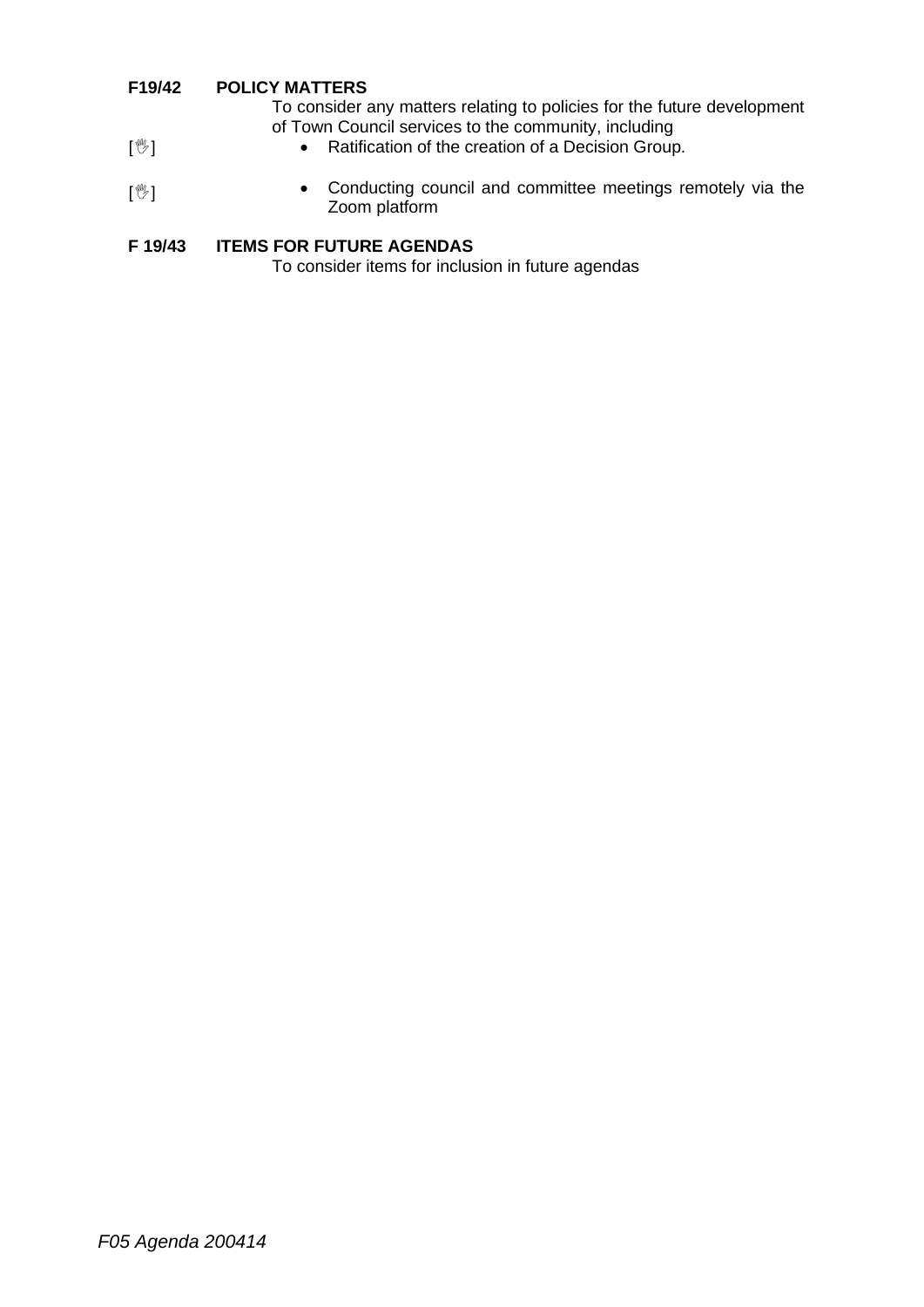**F19/42 POLICY MATTERS**

To consider any matters relating to policies for the future development of Town Council services to the community, including

[✋]
- Ratification of the creation of a Decision Group.

[✋]
- Conducting council and committee meetings remotely via the Zoom platform

**F 19/43 ITEMS FOR FUTURE AGENDAS**

To consider items for inclusion in future agendas